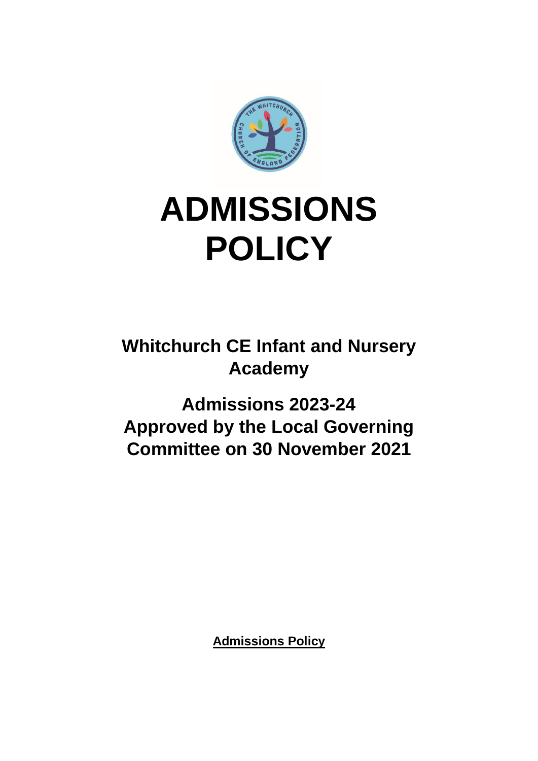# ADMISSIONS POLICY

**Whitchurch CE Infant and Nursery Academy**

**Admissions 2023-24**
**Approved by the Local Governing Committee on 30 November 2021**

**Admissions Policy**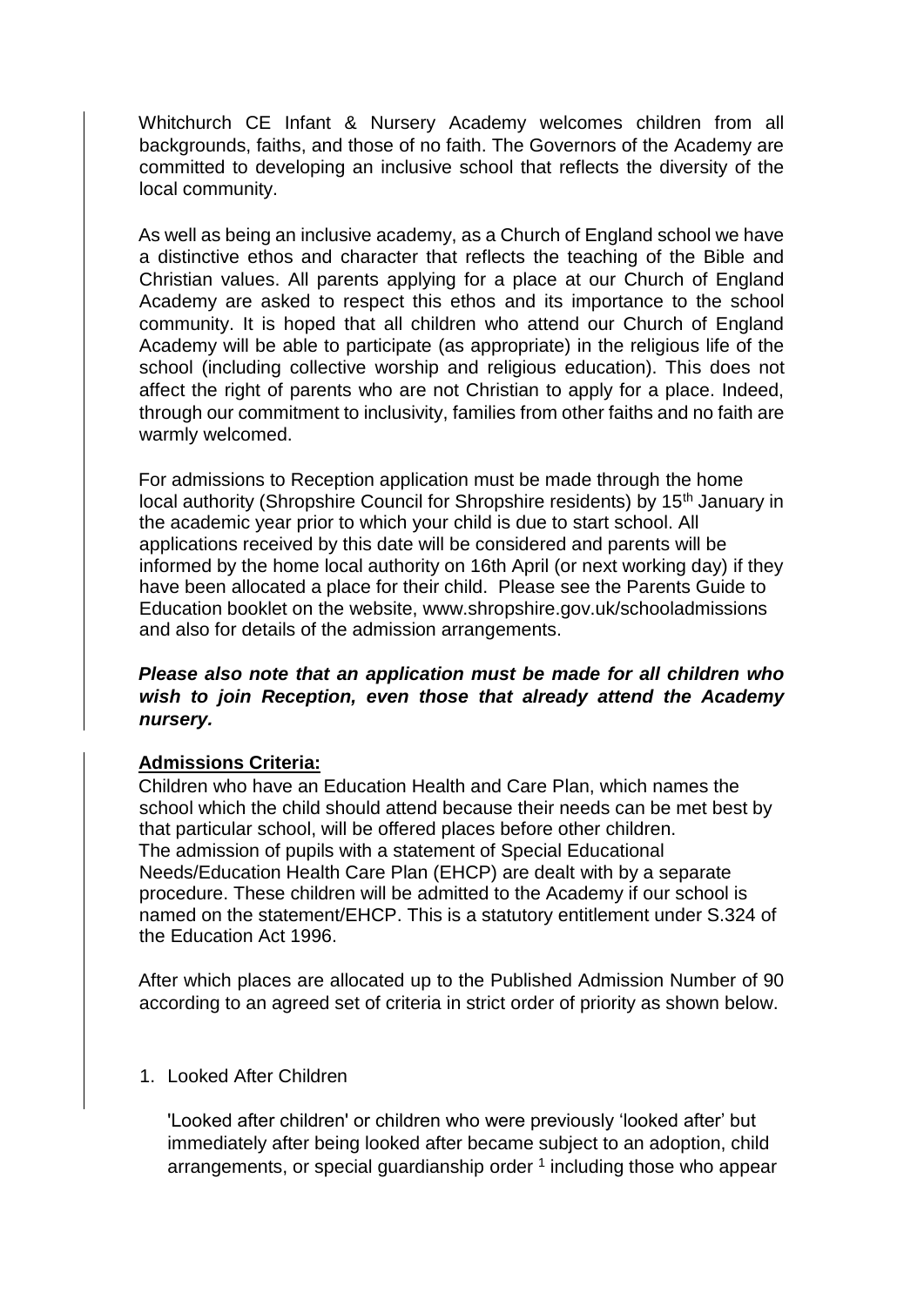Whitchurch CE Infant & Nursery Academy welcomes children from all backgrounds, faiths, and those of no faith. The Governors of the Academy are committed to developing an inclusive school that reflects the diversity of the local community.

As well as being an inclusive academy, as a Church of England school we have a distinctive ethos and character that reflects the teaching of the Bible and Christian values. All parents applying for a place at our Church of England Academy are asked to respect this ethos and its importance to the school community. It is hoped that all children who attend our Church of England Academy will be able to participate (as appropriate) in the religious life of the school (including collective worship and religious education). This does not affect the right of parents who are not Christian to apply for a place. Indeed, through our commitment to inclusivity, families from other faiths and no faith are warmly welcomed.

For admissions to Reception application must be made through the home local authority (Shropshire Council for Shropshire residents) by 15th January in the academic year prior to which your child is due to start school. All applications received by this date will be considered and parents will be informed by the home local authority on 16th April (or next working day) if they have been allocated a place for their child. Please see the Parents Guide to Education booklet on the website, www.shropshire.gov.uk/schooladmissions and also for details of the admission arrangements.

***Please also note that an application must be made for all children who wish to join Reception, even those that already attend the Academy nursery.***

**Admissions Criteria:**

Children who have an Education Health and Care Plan, which names the school which the child should attend because their needs can be met best by that particular school, will be offered places before other children. The admission of pupils with a statement of Special Educational Needs/Education Health Care Plan (EHCP) are dealt with by a separate procedure. These children will be admitted to the Academy if our school is named on the statement/EHCP. This is a statutory entitlement under S.324 of the Education Act 1996.

After which places are allocated up to the Published Admission Number of 90 according to an agreed set of criteria in strict order of priority as shown below.

1. Looked After Children

   'Looked after children' or children who were previously 'looked after' but immediately after being looked after became subject to an adoption, child arrangements, or special guardianship order [1] including those who appear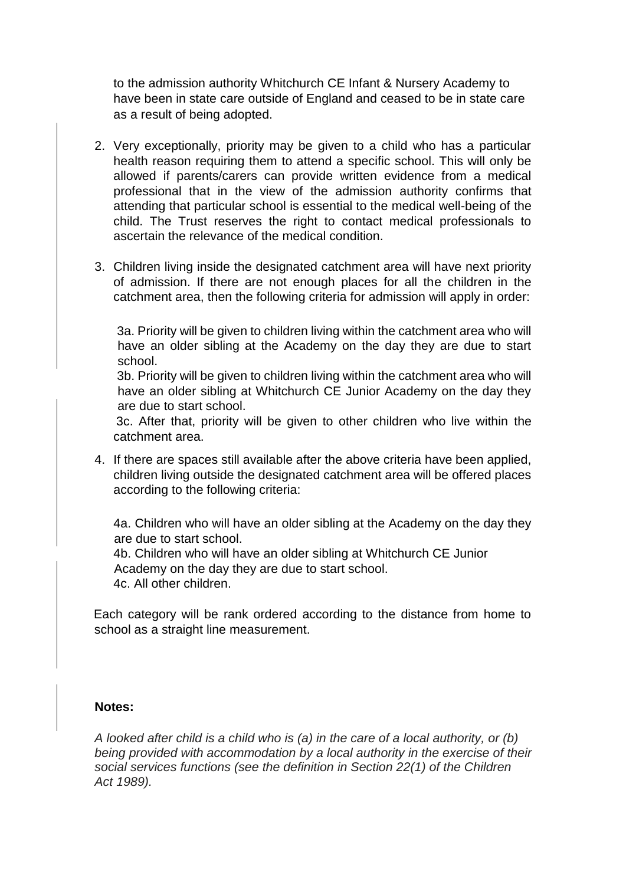to the admission authority Whitchurch CE Infant & Nursery Academy to have been in state care outside of England and ceased to be in state care as a result of being adopted.

2. Very exceptionally, priority may be given to a child who has a particular health reason requiring them to attend a specific school. This will only be allowed if parents/carers can provide written evidence from a medical professional that in the view of the admission authority confirms that attending that particular school is essential to the medical well-being of the child. The Trust reserves the right to contact medical professionals to ascertain the relevance of the medical condition.

3. Children living inside the designated catchment area will have next priority of admission. If there are not enough places for all the children in the catchment area, then the following criteria for admission will apply in order:

   3a. Priority will be given to children living within the catchment area who will have an older sibling at the Academy on the day they are due to start school.
   3b. Priority will be given to children living within the catchment area who will have an older sibling at Whitchurch CE Junior Academy on the day they are due to start school.
   3c. After that, priority will be given to other children who live within the catchment area.

4. If there are spaces still available after the above criteria have been applied, children living outside the designated catchment area will be offered places according to the following criteria:

   4a. Children who will have an older sibling at the Academy on the day they are due to start school.
   4b. Children who will have an older sibling at Whitchurch CE Junior Academy on the day they are due to start school.
   4c. All other children.

Each category will be rank ordered according to the distance from home to school as a straight line measurement.

**Notes:**

*A looked after child is a child who is (a) in the care of a local authority, or (b) being provided with accommodation by a local authority in the exercise of their social services functions (see the definition in Section 22(1) of the Children Act 1989).*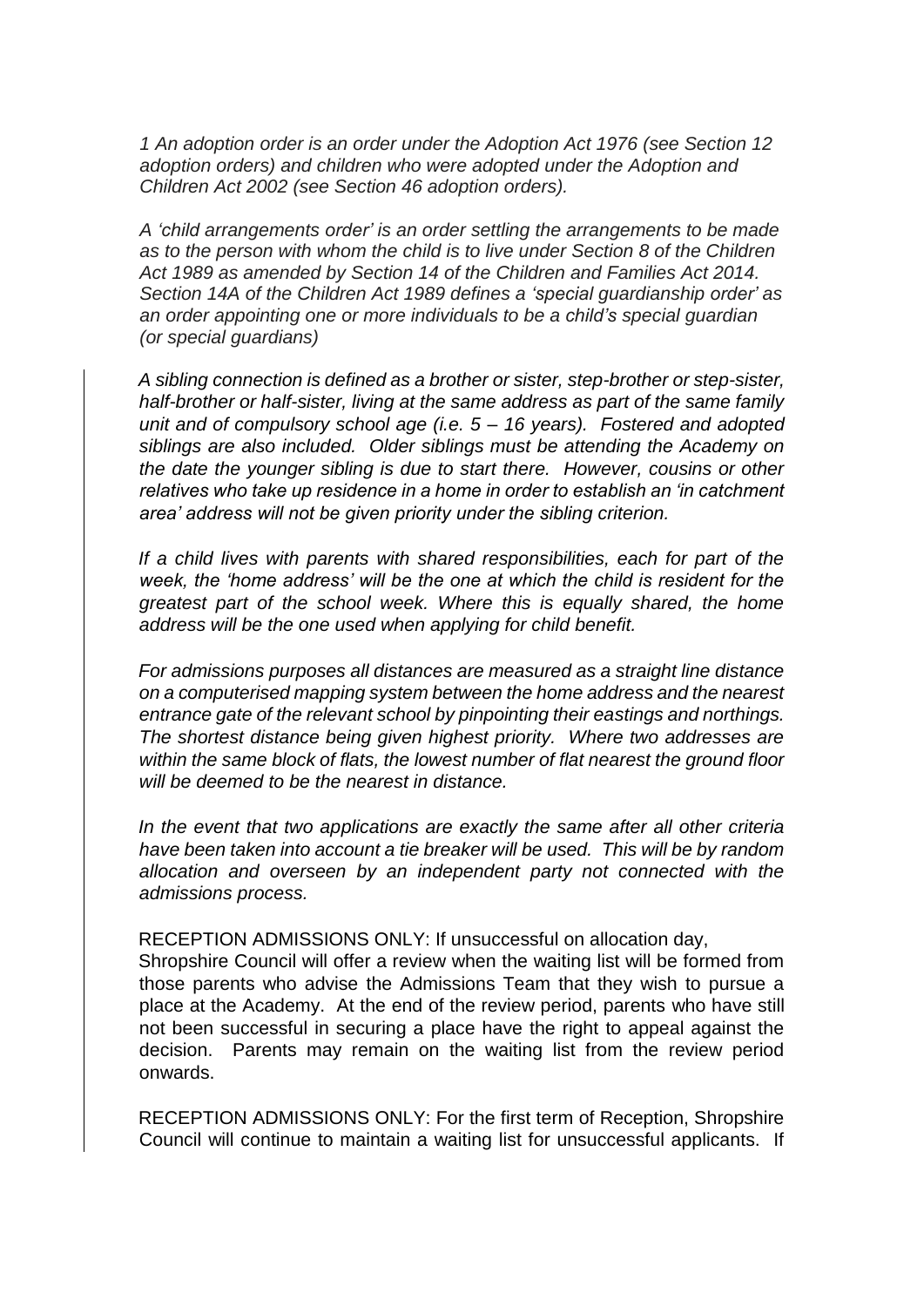*1 An adoption order is an order under the Adoption Act 1976 (see Section 12 adoption orders) and children who were adopted under the Adoption and Children Act 2002 (see Section 46 adoption orders).*

*A 'child arrangements order' is an order settling the arrangements to be made as to the person with whom the child is to live under Section 8 of the Children Act 1989 as amended by Section 14 of the Children and Families Act 2014. Section 14A of the Children Act 1989 defines a 'special guardianship order' as an order appointing one or more individuals to be a child's special guardian (or special guardians)*

*A sibling connection is defined as a brother or sister, step-brother or step-sister, half-brother or half-sister, living at the same address as part of the same family unit and of compulsory school age (i.e. 5 – 16 years). Fostered and adopted siblings are also included. Older siblings must be attending the Academy on the date the younger sibling is due to start there. However, cousins or other relatives who take up residence in a home in order to establish an 'in catchment area' address will not be given priority under the sibling criterion.*

*If a child lives with parents with shared responsibilities, each for part of the week, the 'home address' will be the one at which the child is resident for the greatest part of the school week. Where this is equally shared, the home address will be the one used when applying for child benefit.*

*For admissions purposes all distances are measured as a straight line distance on a computerised mapping system between the home address and the nearest entrance gate of the relevant school by pinpointing their eastings and northings. The shortest distance being given highest priority. Where two addresses are within the same block of flats, the lowest number of flat nearest the ground floor will be deemed to be the nearest in distance.*

*In the event that two applications are exactly the same after all other criteria have been taken into account a tie breaker will be used. This will be by random allocation and overseen by an independent party not connected with the admissions process.*

RECEPTION ADMISSIONS ONLY: If unsuccessful on allocation day, Shropshire Council will offer a review when the waiting list will be formed from those parents who advise the Admissions Team that they wish to pursue a place at the Academy. At the end of the review period, parents who have still not been successful in securing a place have the right to appeal against the decision. Parents may remain on the waiting list from the review period onwards.

RECEPTION ADMISSIONS ONLY: For the first term of Reception, Shropshire Council will continue to maintain a waiting list for unsuccessful applicants. If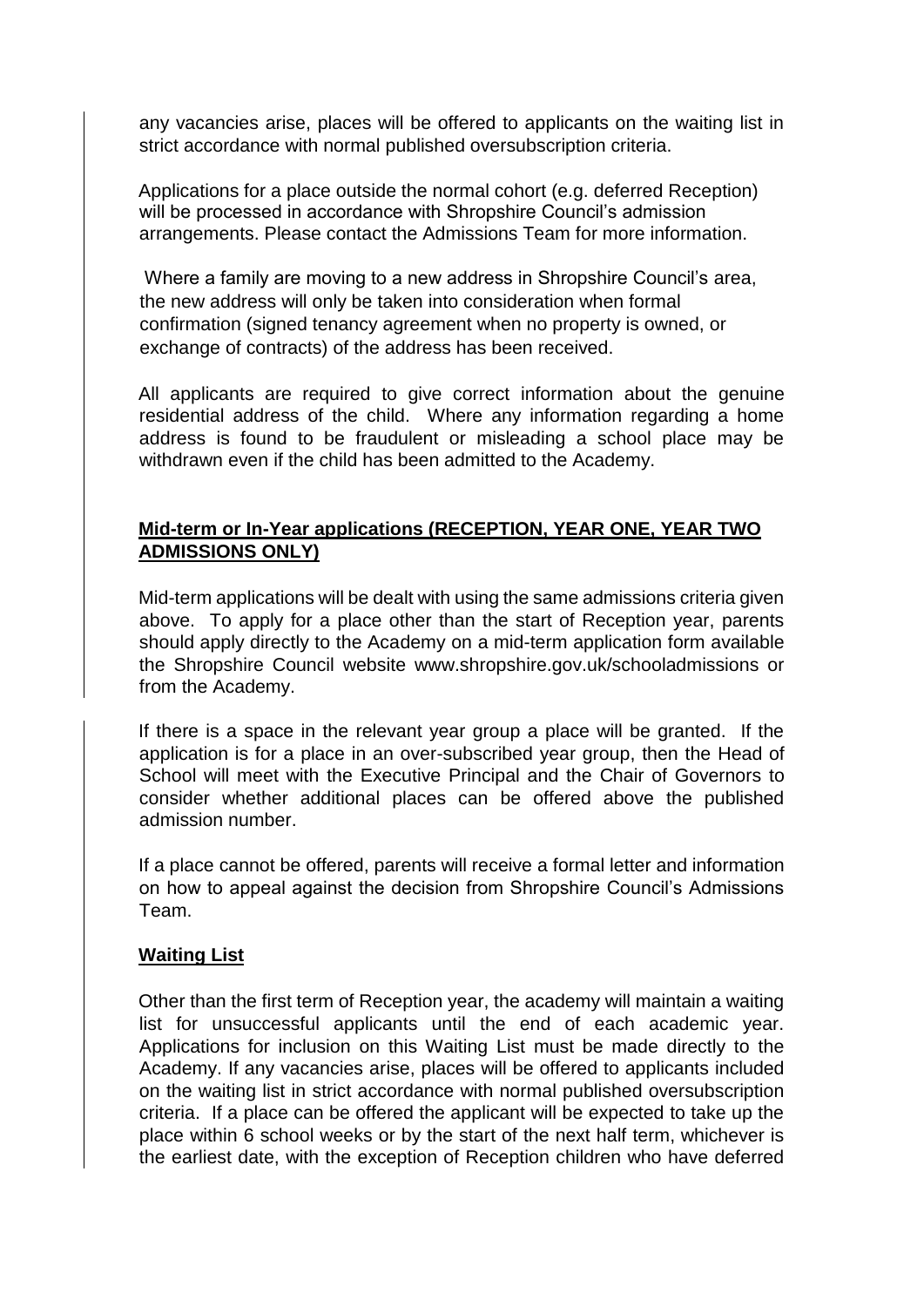any vacancies arise, places will be offered to applicants on the waiting list in strict accordance with normal published oversubscription criteria.

Applications for a place outside the normal cohort (e.g. deferred Reception) will be processed in accordance with Shropshire Council's admission arrangements. Please contact the Admissions Team for more information.

Where a family are moving to a new address in Shropshire Council's area, the new address will only be taken into consideration when formal confirmation (signed tenancy agreement when no property is owned, or exchange of contracts) of the address has been received.

All applicants are required to give correct information about the genuine residential address of the child. Where any information regarding a home address is found to be fraudulent or misleading a school place may be withdrawn even if the child has been admitted to the Academy.

**Mid-term or In-Year applications (RECEPTION, YEAR ONE, YEAR TWO ADMISSIONS ONLY)**

Mid-term applications will be dealt with using the same admissions criteria given above. To apply for a place other than the start of Reception year, parents should apply directly to the Academy on a mid-term application form available the Shropshire Council website www.shropshire.gov.uk/schooladmissions or from the Academy.

If there is a space in the relevant year group a place will be granted. If the application is for a place in an over-subscribed year group, then the Head of School will meet with the Executive Principal and the Chair of Governors to consider whether additional places can be offered above the published admission number.

If a place cannot be offered, parents will receive a formal letter and information on how to appeal against the decision from Shropshire Council's Admissions Team.

**Waiting List**

Other than the first term of Reception year, the academy will maintain a waiting list for unsuccessful applicants until the end of each academic year. Applications for inclusion on this Waiting List must be made directly to the Academy. If any vacancies arise, places will be offered to applicants included on the waiting list in strict accordance with normal published oversubscription criteria. If a place can be offered the applicant will be expected to take up the place within 6 school weeks or by the start of the next half term, whichever is the earliest date, with the exception of Reception children who have deferred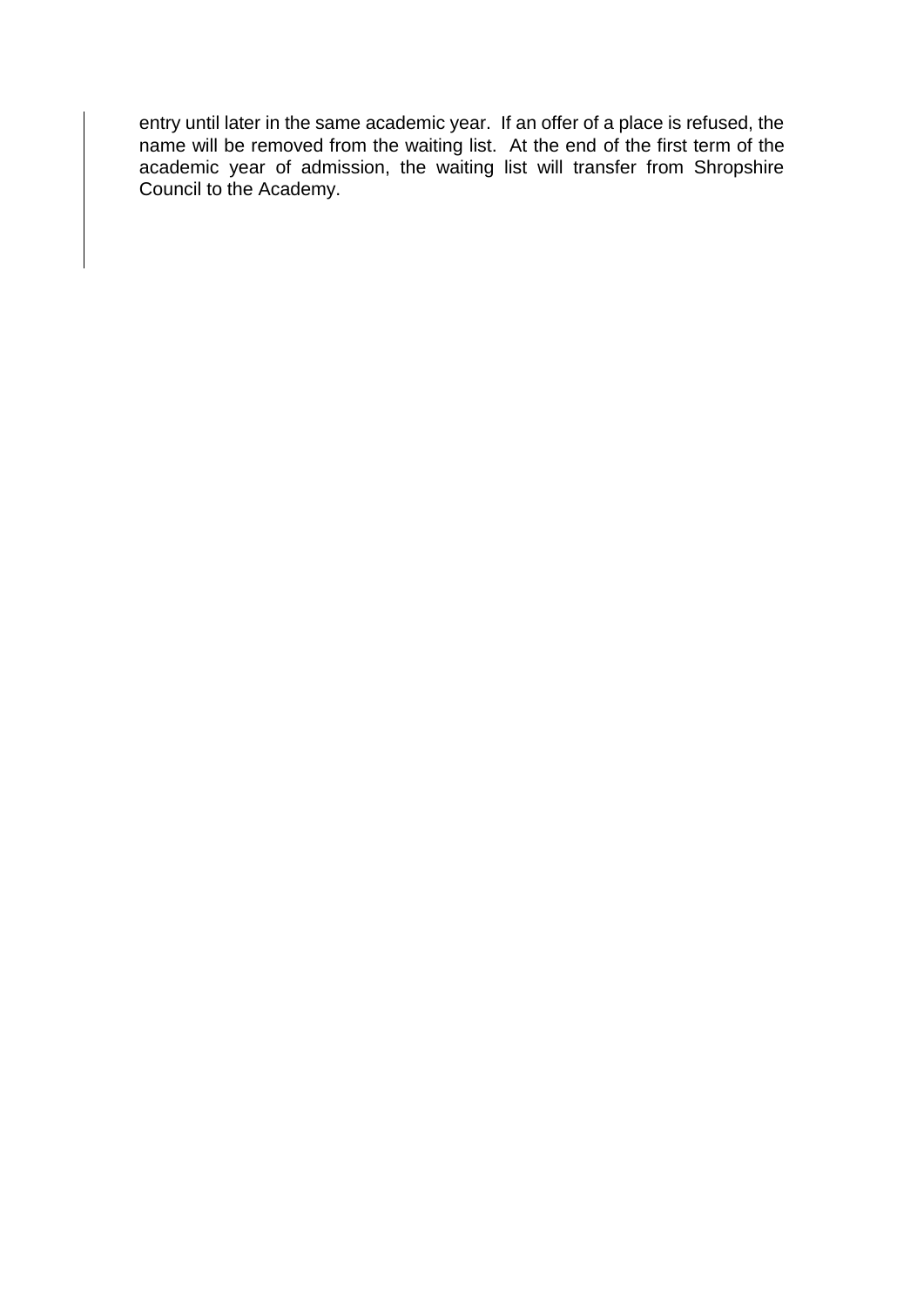entry until later in the same academic year. If an offer of a place is refused, the name will be removed from the waiting list. At the end of the first term of the academic year of admission, the waiting list will transfer from Shropshire Council to the Academy.